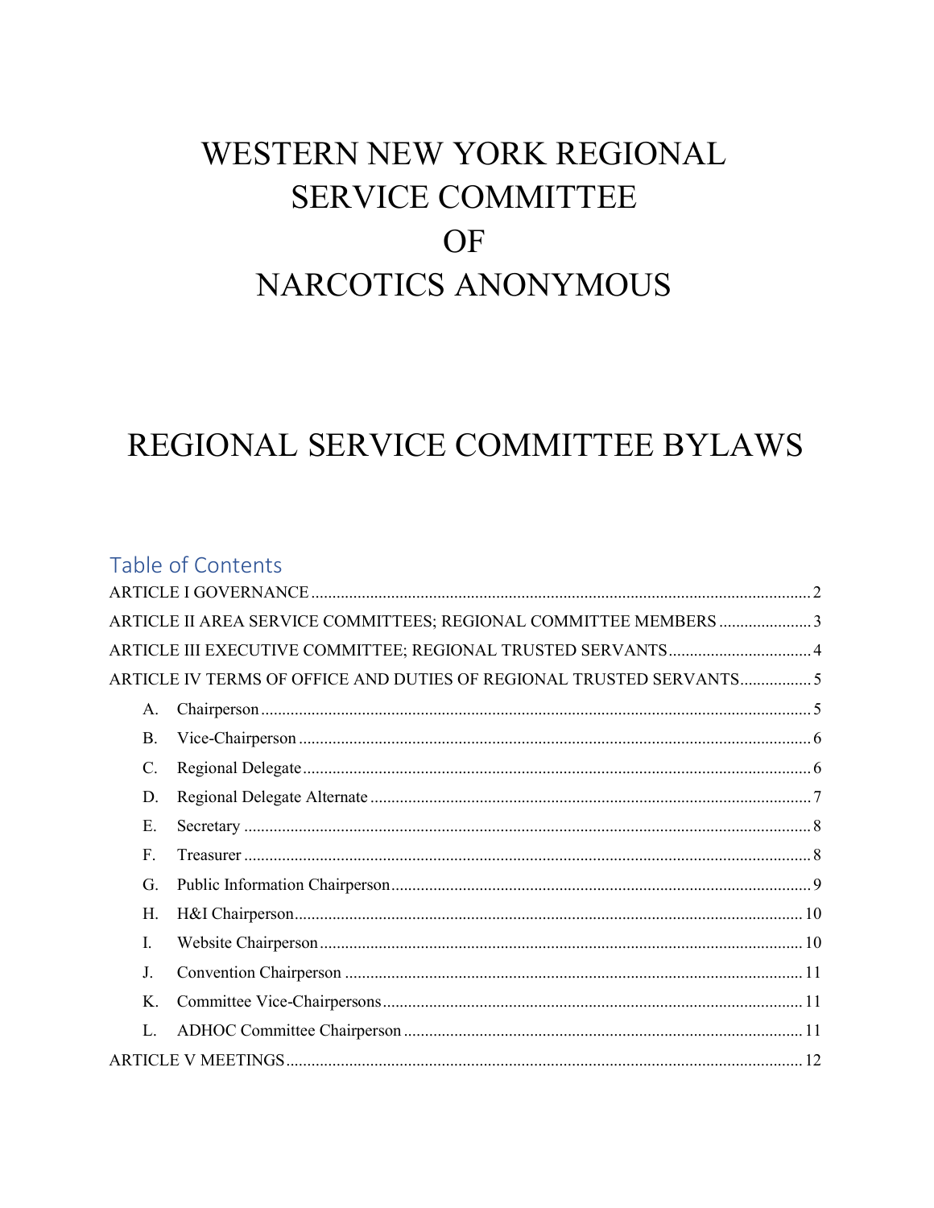# WESTERN NEW YORK REGIONAL SERVICE COMMITTEE OF NARCOTICS ANONYMOUS

# REGIONAL SERVICE COMMITTEE BYLAWS

## Table of Contents

ARTICLE I GOVERNANCE ..... 2

ARTICLE II AREA SERVICE COMMITTEES; REGIONAL COMMITTEE MEMBERS ..... 3

ARTICLE III EXECUTIVE COMMITTEE; REGIONAL TRUSTED SERVANTS ..... 4

ARTICLE IV TERMS OF OFFICE AND DUTIES OF REGIONAL TRUSTED SERVANTS ..... 5

- A. Chairperson ..... 5
- B. Vice-Chairperson ..... 6
- C. Regional Delegate ..... 6
- D. Regional Delegate Alternate ..... 7
- E. Secretary ..... 8
- F. Treasurer ..... 8
- G. Public Information Chairperson ..... 9
- H. H&I Chairperson ..... 10
- I. Website Chairperson ..... 10
- J. Convention Chairperson ..... 11
- K. Committee Vice-Chairpersons ..... 11
- L. ADHOC Committee Chairperson ..... 11

ARTICLE V MEETINGS ..... 12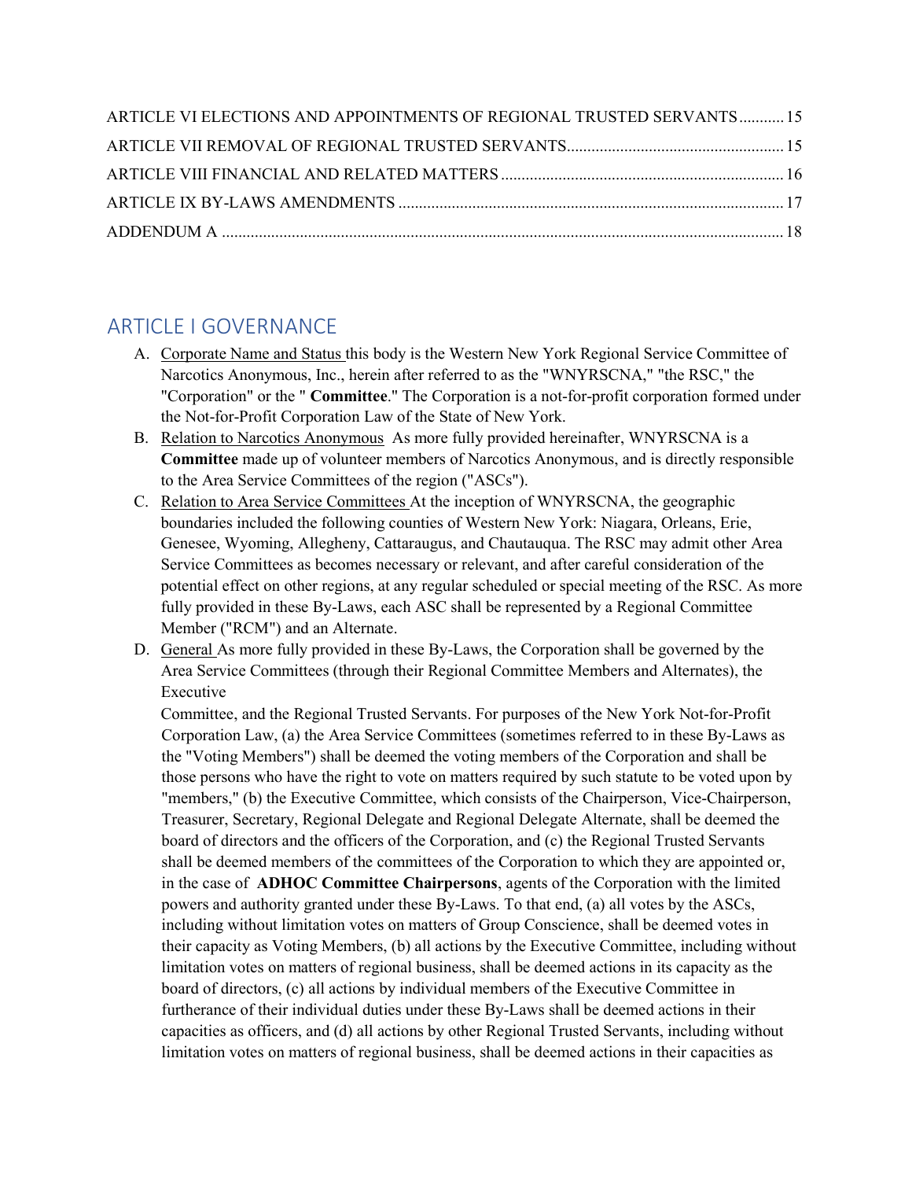ARTICLE VI ELECTIONS AND APPOINTMENTS OF REGIONAL TRUSTED SERVANTS........... 15
ARTICLE VII REMOVAL OF REGIONAL TRUSTED SERVANTS.................................................... 15
ARTICLE VIII FINANCIAL AND RELATED MATTERS .................................................................... 16
ARTICLE IX BY-LAWS AMENDMENTS ............................................................................................ 17
ADDENDUM A ........................................................................................................................................ 18

## ARTICLE I GOVERNANCE

A. Corporate Name and Status this body is the Western New York Regional Service Committee of Narcotics Anonymous, Inc., herein after referred to as the "WNYRSCNA," "the RSC," the "Corporation" or the " **Committee**." The Corporation is a not-for-profit corporation formed under the Not-for-Profit Corporation Law of the State of New York.

B. Relation to Narcotics Anonymous As more fully provided hereinafter, WNYRSCNA is a **Committee** made up of volunteer members of Narcotics Anonymous, and is directly responsible to the Area Service Committees of the region ("ASCs").

C. Relation to Area Service Committees At the inception of WNYRSCNA, the geographic boundaries included the following counties of Western New York: Niagara, Orleans, Erie, Genesee, Wyoming, Allegheny, Cattaraugus, and Chautauqua. The RSC may admit other Area Service Committees as becomes necessary or relevant, and after careful consideration of the potential effect on other regions, at any regular scheduled or special meeting of the RSC. As more fully provided in these By-Laws, each ASC shall be represented by a Regional Committee Member ("RCM") and an Alternate.

D. General As more fully provided in these By-Laws, the Corporation shall be governed by the Area Service Committees (through their Regional Committee Members and Alternates), the Executive Committee, and the Regional Trusted Servants. For purposes of the New York Not-for-Profit Corporation Law, (a) the Area Service Committees (sometimes referred to in these By-Laws as the "Voting Members") shall be deemed the voting members of the Corporation and shall be those persons who have the right to vote on matters required by such statute to be voted upon by "members," (b) the Executive Committee, which consists of the Chairperson, Vice-Chairperson, Treasurer, Secretary, Regional Delegate and Regional Delegate Alternate, shall be deemed the board of directors and the officers of the Corporation, and (c) the Regional Trusted Servants shall be deemed members of the committees of the Corporation to which they are appointed or, in the case of **ADHOC Committee Chairpersons**, agents of the Corporation with the limited powers and authority granted under these By-Laws. To that end, (a) all votes by the ASCs, including without limitation votes on matters of Group Conscience, shall be deemed votes in their capacity as Voting Members, (b) all actions by the Executive Committee, including without limitation votes on matters of regional business, shall be deemed actions in its capacity as the board of directors, (c) all actions by individual members of the Executive Committee in furtherance of their individual duties under these By-Laws shall be deemed actions in their capacities as officers, and (d) all actions by other Regional Trusted Servants, including without limitation votes on matters of regional business, shall be deemed actions in their capacities as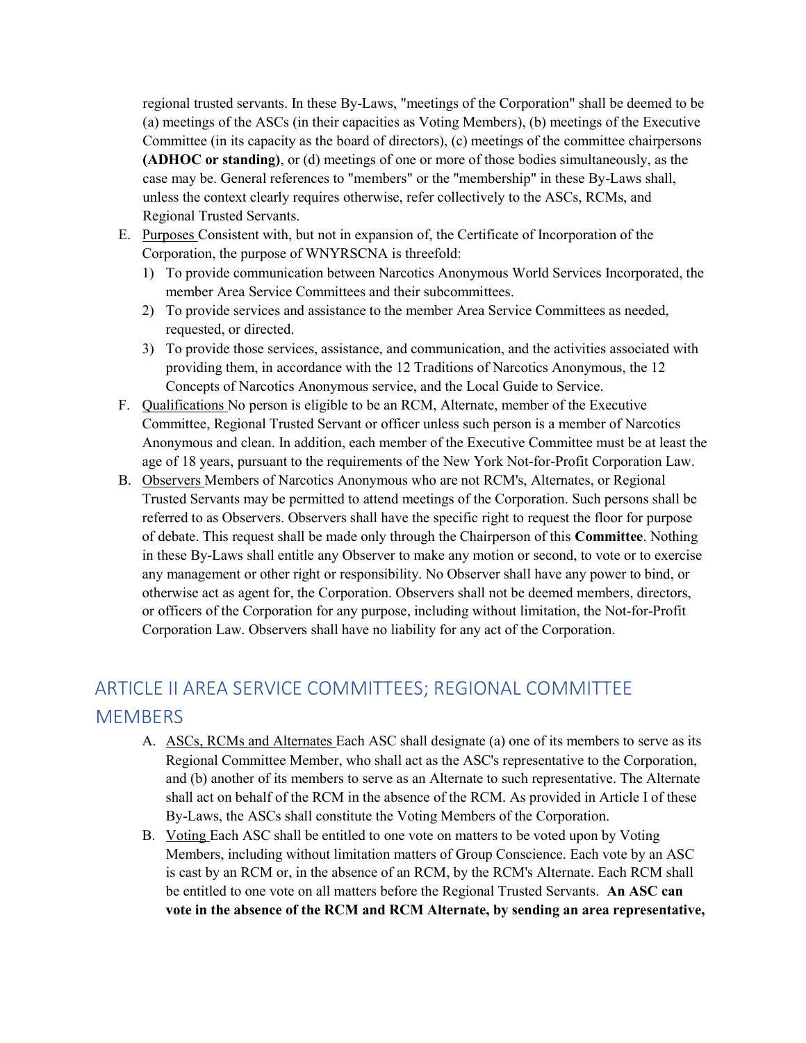regional trusted servants. In these By-Laws, "meetings of the Corporation" shall be deemed to be (a) meetings of the ASCs (in their capacities as Voting Members), (b) meetings of the Executive Committee (in its capacity as the board of directors), (c) meetings of the committee chairpersons **(ADHOC or standing)**, or (d) meetings of one or more of those bodies simultaneously, as the case may be. General references to "members" or the "membership" in these By-Laws shall, unless the context clearly requires otherwise, refer collectively to the ASCs, RCMs, and Regional Trusted Servants.

E. Purposes Consistent with, but not in expansion of, the Certificate of Incorporation of the Corporation, the purpose of WNYRSCNA is threefold:
   1) To provide communication between Narcotics Anonymous World Services Incorporated, the member Area Service Committees and their subcommittees.
   2) To provide services and assistance to the member Area Service Committees as needed, requested, or directed.
   3) To provide those services, assistance, and communication, and the activities associated with providing them, in accordance with the 12 Traditions of Narcotics Anonymous, the 12 Concepts of Narcotics Anonymous service, and the Local Guide to Service.

F. Qualifications No person is eligible to be an RCM, Alternate, member of the Executive Committee, Regional Trusted Servant or officer unless such person is a member of Narcotics Anonymous and clean. In addition, each member of the Executive Committee must be at least the age of 18 years, pursuant to the requirements of the New York Not-for-Profit Corporation Law.

B. Observers Members of Narcotics Anonymous who are not RCM's, Alternates, or Regional Trusted Servants may be permitted to attend meetings of the Corporation. Such persons shall be referred to as Observers. Observers shall have the specific right to request the floor for purpose of debate. This request shall be made only through the Chairperson of this **Committee**. Nothing in these By-Laws shall entitle any Observer to make any motion or second, to vote or to exercise any management or other right or responsibility. No Observer shall have any power to bind, or otherwise act as agent for, the Corporation. Observers shall not be deemed members, directors, or officers of the Corporation for any purpose, including without limitation, the Not-for-Profit Corporation Law. Observers shall have no liability for any act of the Corporation.

## ARTICLE II AREA SERVICE COMMITTEES; REGIONAL COMMITTEE MEMBERS

A. ASCs, RCMs and Alternates Each ASC shall designate (a) one of its members to serve as its Regional Committee Member, who shall act as the ASC's representative to the Corporation, and (b) another of its members to serve as an Alternate to such representative. The Alternate shall act on behalf of the RCM in the absence of the RCM. As provided in Article I of these By-Laws, the ASCs shall constitute the Voting Members of the Corporation.

B. Voting Each ASC shall be entitled to one vote on matters to be voted upon by Voting Members, including without limitation matters of Group Conscience. Each vote by an ASC is cast by an RCM or, in the absence of an RCM, by the RCM's Alternate. Each RCM shall be entitled to one vote on all matters before the Regional Trusted Servants. **An ASC can vote in the absence of the RCM and RCM Alternate, by sending an area representative,**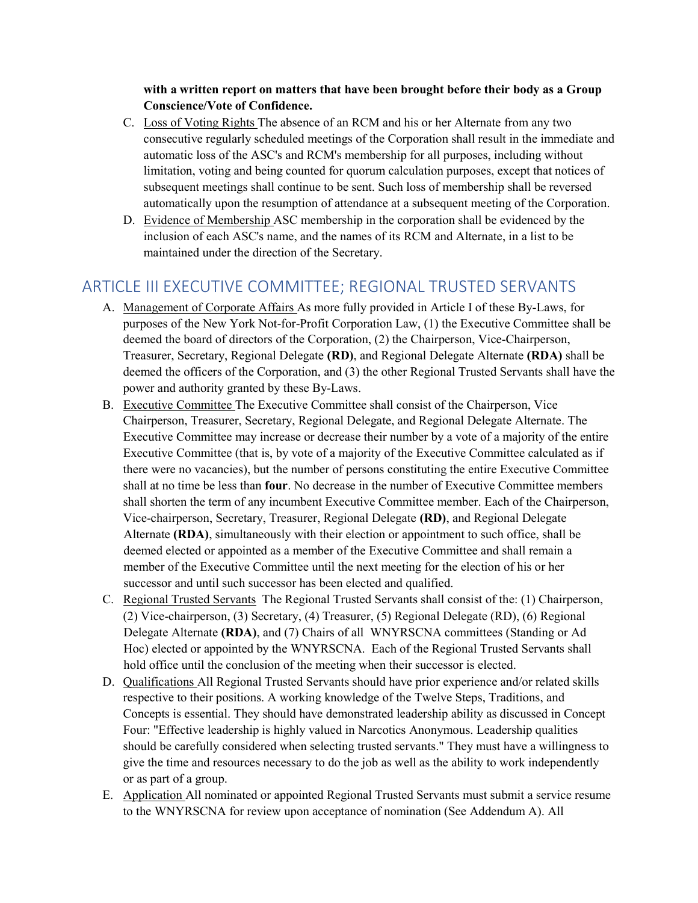**with a written report on matters that have been brought before their body as a Group Conscience/Vote of Confidence.**

C. Loss of Voting Rights The absence of an RCM and his or her Alternate from any two consecutive regularly scheduled meetings of the Corporation shall result in the immediate and automatic loss of the ASC's and RCM's membership for all purposes, including without limitation, voting and being counted for quorum calculation purposes, except that notices of subsequent meetings shall continue to be sent. Such loss of membership shall be reversed automatically upon the resumption of attendance at a subsequent meeting of the Corporation.

D. Evidence of Membership ASC membership in the corporation shall be evidenced by the inclusion of each ASC's name, and the names of its RCM and Alternate, in a list to be maintained under the direction of the Secretary.

## ARTICLE III EXECUTIVE COMMITTEE; REGIONAL TRUSTED SERVANTS

A. Management of Corporate Affairs As more fully provided in Article I of these By-Laws, for purposes of the New York Not-for-Profit Corporation Law, (1) the Executive Committee shall be deemed the board of directors of the Corporation, (2) the Chairperson, Vice-Chairperson, Treasurer, Secretary, Regional Delegate **(RD)**, and Regional Delegate Alternate **(RDA)** shall be deemed the officers of the Corporation, and (3) the other Regional Trusted Servants shall have the power and authority granted by these By-Laws.

B. Executive Committee The Executive Committee shall consist of the Chairperson, Vice Chairperson, Treasurer, Secretary, Regional Delegate, and Regional Delegate Alternate. The Executive Committee may increase or decrease their number by a vote of a majority of the entire Executive Committee (that is, by vote of a majority of the Executive Committee calculated as if there were no vacancies), but the number of persons constituting the entire Executive Committee shall at no time be less than **four**. No decrease in the number of Executive Committee members shall shorten the term of any incumbent Executive Committee member. Each of the Chairperson, Vice-chairperson, Secretary, Treasurer, Regional Delegate **(RD)**, and Regional Delegate Alternate **(RDA)**, simultaneously with their election or appointment to such office, shall be deemed elected or appointed as a member of the Executive Committee and shall remain a member of the Executive Committee until the next meeting for the election of his or her successor and until such successor has been elected and qualified.

C. Regional Trusted Servants The Regional Trusted Servants shall consist of the: (1) Chairperson, (2) Vice-chairperson, (3) Secretary, (4) Treasurer, (5) Regional Delegate (RD), (6) Regional Delegate Alternate **(RDA)**, and (7) Chairs of all WNYRSCNA committees (Standing or Ad Hoc) elected or appointed by the WNYRSCNA. Each of the Regional Trusted Servants shall hold office until the conclusion of the meeting when their successor is elected.

D. Qualifications All Regional Trusted Servants should have prior experience and/or related skills respective to their positions. A working knowledge of the Twelve Steps, Traditions, and Concepts is essential. They should have demonstrated leadership ability as discussed in Concept Four: "Effective leadership is highly valued in Narcotics Anonymous. Leadership qualities should be carefully considered when selecting trusted servants." They must have a willingness to give the time and resources necessary to do the job as well as the ability to work independently or as part of a group.

E. Application All nominated or appointed Regional Trusted Servants must submit a service resume to the WNYRSCNA for review upon acceptance of nomination (See Addendum A). All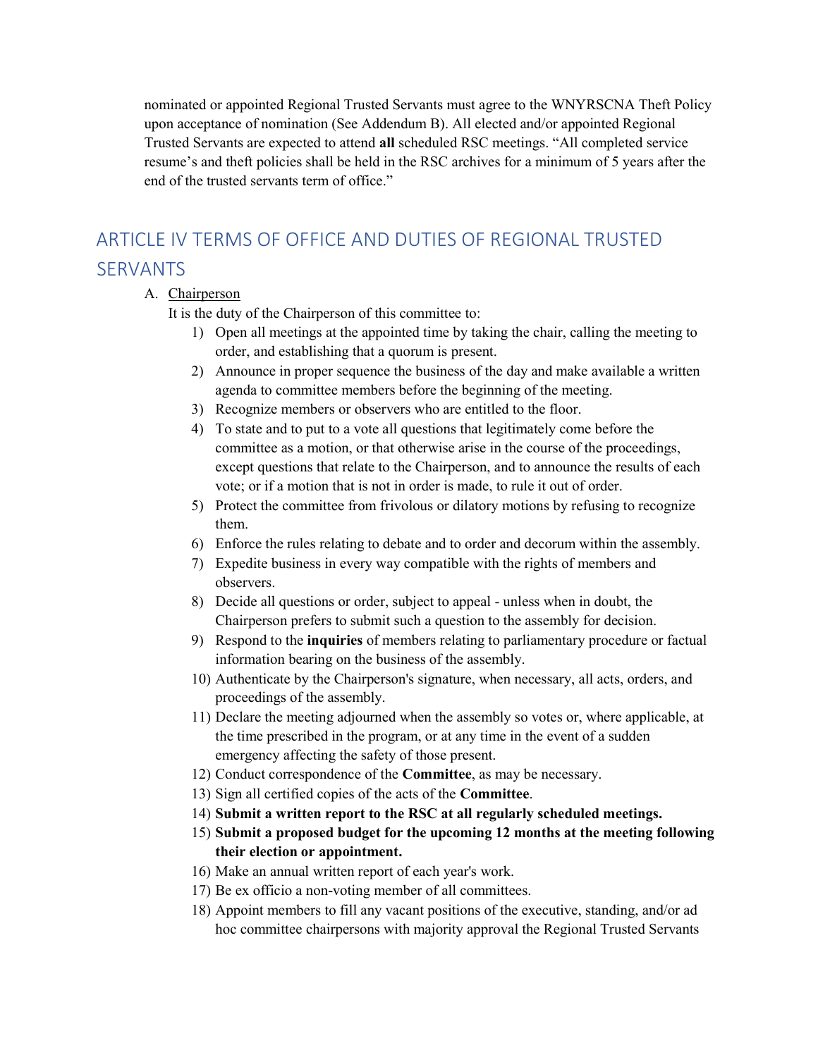nominated or appointed Regional Trusted Servants must agree to the WNYRSCNA Theft Policy upon acceptance of nomination (See Addendum B). All elected and/or appointed Regional Trusted Servants are expected to attend **all** scheduled RSC meetings. "All completed service resume's and theft policies shall be held in the RSC archives for a minimum of 5 years after the end of the trusted servants term of office."

## ARTICLE IV TERMS OF OFFICE AND DUTIES OF REGIONAL TRUSTED SERVANTS

A. Chairperson

It is the duty of the Chairperson of this committee to:

1) Open all meetings at the appointed time by taking the chair, calling the meeting to order, and establishing that a quorum is present.
2) Announce in proper sequence the business of the day and make available a written agenda to committee members before the beginning of the meeting.
3) Recognize members or observers who are entitled to the floor.
4) To state and to put to a vote all questions that legitimately come before the committee as a motion, or that otherwise arise in the course of the proceedings, except questions that relate to the Chairperson, and to announce the results of each vote; or if a motion that is not in order is made, to rule it out of order.
5) Protect the committee from frivolous or dilatory motions by refusing to recognize them.
6) Enforce the rules relating to debate and to order and decorum within the assembly.
7) Expedite business in every way compatible with the rights of members and observers.
8) Decide all questions or order, subject to appeal - unless when in doubt, the Chairperson prefers to submit such a question to the assembly for decision.
9) Respond to the **inquiries** of members relating to parliamentary procedure or factual information bearing on the business of the assembly.
10) Authenticate by the Chairperson's signature, when necessary, all acts, orders, and proceedings of the assembly.
11) Declare the meeting adjourned when the assembly so votes or, where applicable, at the time prescribed in the program, or at any time in the event of a sudden emergency affecting the safety of those present.
12) Conduct correspondence of the **Committee**, as may be necessary.
13) Sign all certified copies of the acts of the **Committee**.
14) **Submit a written report to the RSC at all regularly scheduled meetings.**
15) **Submit a proposed budget for the upcoming 12 months at the meeting following their election or appointment.**
16) Make an annual written report of each year's work.
17) Be ex officio a non-voting member of all committees.
18) Appoint members to fill any vacant positions of the executive, standing, and/or ad hoc committee chairpersons with majority approval the Regional Trusted Servants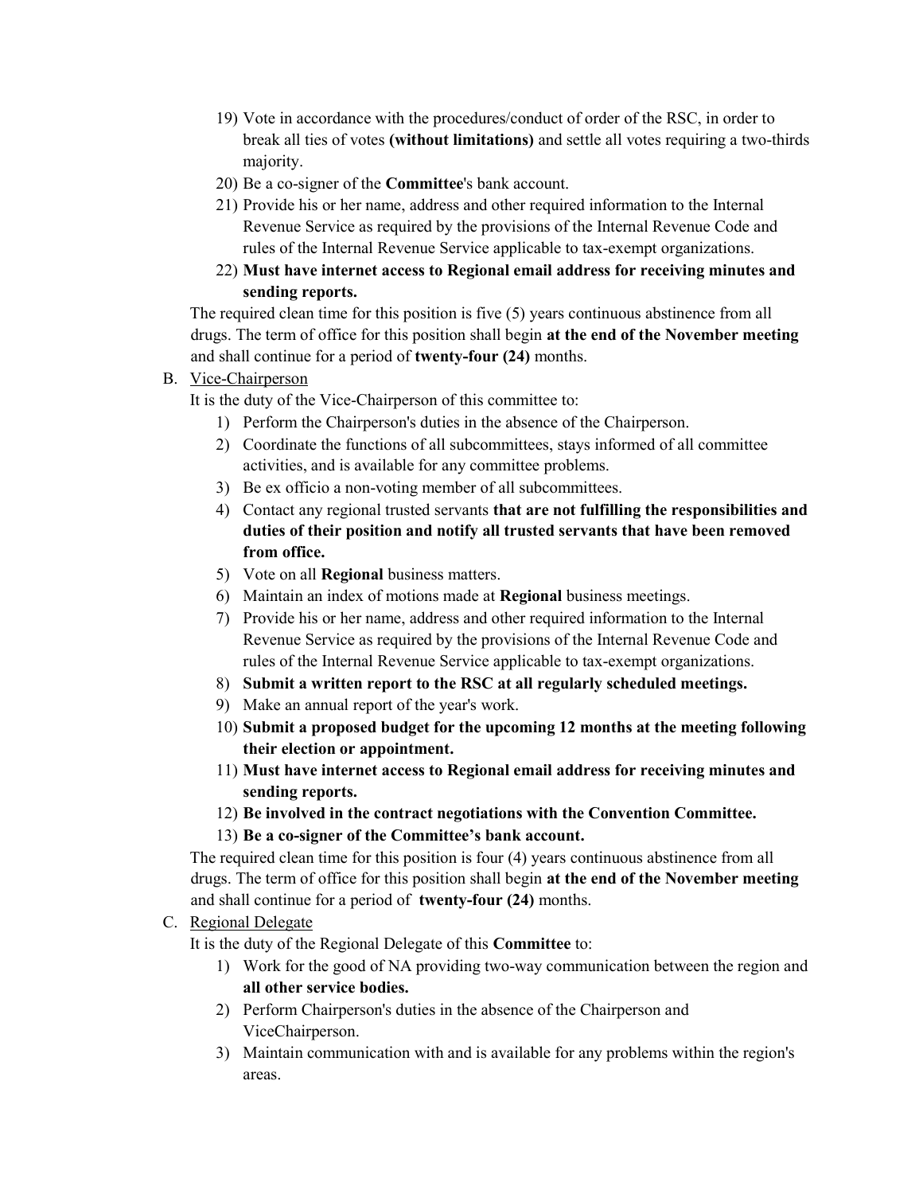19) Vote in accordance with the procedures/conduct of order of the RSC, in order to break all ties of votes **(without limitations)** and settle all votes requiring a two-thirds majority.
20) Be a co-signer of the **Committee**'s bank account.
21) Provide his or her name, address and other required information to the Internal Revenue Service as required by the provisions of the Internal Revenue Code and rules of the Internal Revenue Service applicable to tax-exempt organizations.
22) **Must have internet access to Regional email address for receiving minutes and sending reports.**

The required clean time for this position is five (5) years continuous abstinence from all drugs. The term of office for this position shall begin **at the end of the November meeting** and shall continue for a period of **twenty-four (24)** months.

B. Vice-Chairperson

It is the duty of the Vice-Chairperson of this committee to:

1) Perform the Chairperson's duties in the absence of the Chairperson.
2) Coordinate the functions of all subcommittees, stays informed of all committee activities, and is available for any committee problems.
3) Be ex officio a non-voting member of all subcommittees.
4) Contact any regional trusted servants **that are not fulfilling the responsibilities and duties of their position and notify all trusted servants that have been removed from office.**
5) Vote on all **Regional** business matters.
6) Maintain an index of motions made at **Regional** business meetings.
7) Provide his or her name, address and other required information to the Internal Revenue Service as required by the provisions of the Internal Revenue Code and rules of the Internal Revenue Service applicable to tax-exempt organizations.
8) **Submit a written report to the RSC at all regularly scheduled meetings.**
9) Make an annual report of the year's work.
10) **Submit a proposed budget for the upcoming 12 months at the meeting following their election or appointment.**
11) **Must have internet access to Regional email address for receiving minutes and sending reports.**
12) **Be involved in the contract negotiations with the Convention Committee.**
13) **Be a co-signer of the Committee's bank account.**

The required clean time for this position is four (4) years continuous abstinence from all drugs. The term of office for this position shall begin **at the end of the November meeting** and shall continue for a period of **twenty-four (24)** months.

C. Regional Delegate

It is the duty of the Regional Delegate of this **Committee** to:

1) Work for the good of NA providing two-way communication between the region and **all other service bodies.**
2) Perform Chairperson's duties in the absence of the Chairperson and ViceChairperson.
3) Maintain communication with and is available for any problems within the region's areas.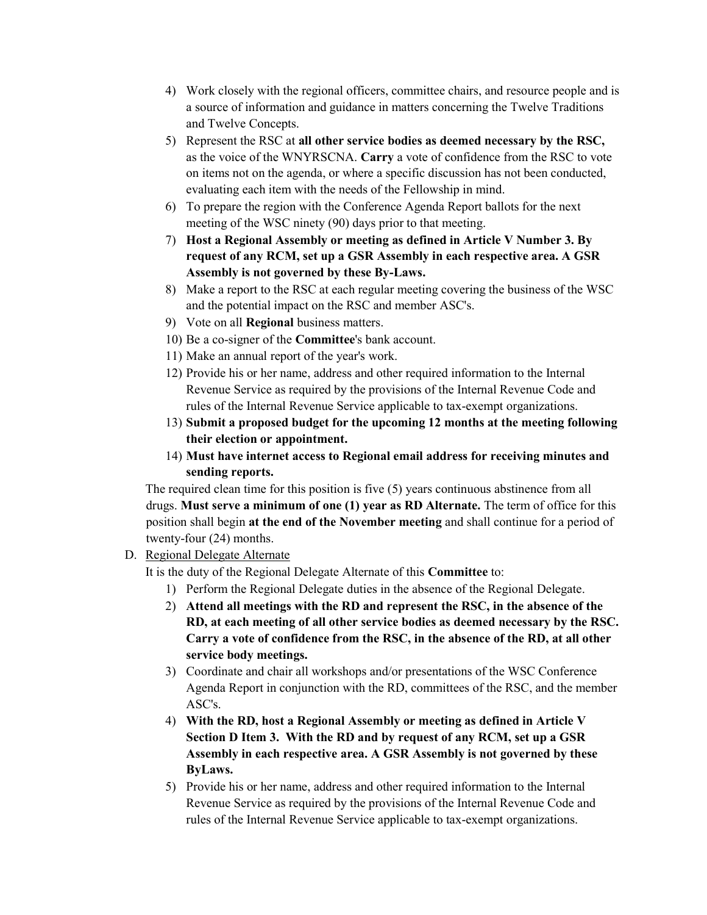4) Work closely with the regional officers, committee chairs, and resource people and is a source of information and guidance in matters concerning the Twelve Traditions and Twelve Concepts.
5) Represent the RSC at **all other service bodies as deemed necessary by the RSC,** as the voice of the WNYRSCNA. **Carry** a vote of confidence from the RSC to vote on items not on the agenda, or where a specific discussion has not been conducted, evaluating each item with the needs of the Fellowship in mind.
6) To prepare the region with the Conference Agenda Report ballots for the next meeting of the WSC ninety (90) days prior to that meeting.
7) **Host a Regional Assembly or meeting as defined in Article V Number 3. By request of any RCM, set up a GSR Assembly in each respective area. A GSR Assembly is not governed by these By-Laws.**
8) Make a report to the RSC at each regular meeting covering the business of the WSC and the potential impact on the RSC and member ASC's.
9) Vote on all **Regional** business matters.
10) Be a co-signer of the **Committee**'s bank account.
11) Make an annual report of the year's work.
12) Provide his or her name, address and other required information to the Internal Revenue Service as required by the provisions of the Internal Revenue Code and rules of the Internal Revenue Service applicable to tax-exempt organizations.
13) **Submit a proposed budget for the upcoming 12 months at the meeting following their election or appointment.**
14) **Must have internet access to Regional email address for receiving minutes and sending reports.**

The required clean time for this position is five (5) years continuous abstinence from all drugs. **Must serve a minimum of one (1) year as RD Alternate.** The term of office for this position shall begin **at the end of the November meeting** and shall continue for a period of twenty-four (24) months.

D. Regional Delegate Alternate

It is the duty of the Regional Delegate Alternate of this **Committee** to:

1) Perform the Regional Delegate duties in the absence of the Regional Delegate.
2) **Attend all meetings with the RD and represent the RSC, in the absence of the RD, at each meeting of all other service bodies as deemed necessary by the RSC. Carry a vote of confidence from the RSC, in the absence of the RD, at all other service body meetings.**
3) Coordinate and chair all workshops and/or presentations of the WSC Conference Agenda Report in conjunction with the RD, committees of the RSC, and the member ASC's.
4) **With the RD, host a Regional Assembly or meeting as defined in Article V Section D Item 3. With the RD and by request of any RCM, set up a GSR Assembly in each respective area. A GSR Assembly is not governed by these ByLaws.**
5) Provide his or her name, address and other required information to the Internal Revenue Service as required by the provisions of the Internal Revenue Code and rules of the Internal Revenue Service applicable to tax-exempt organizations.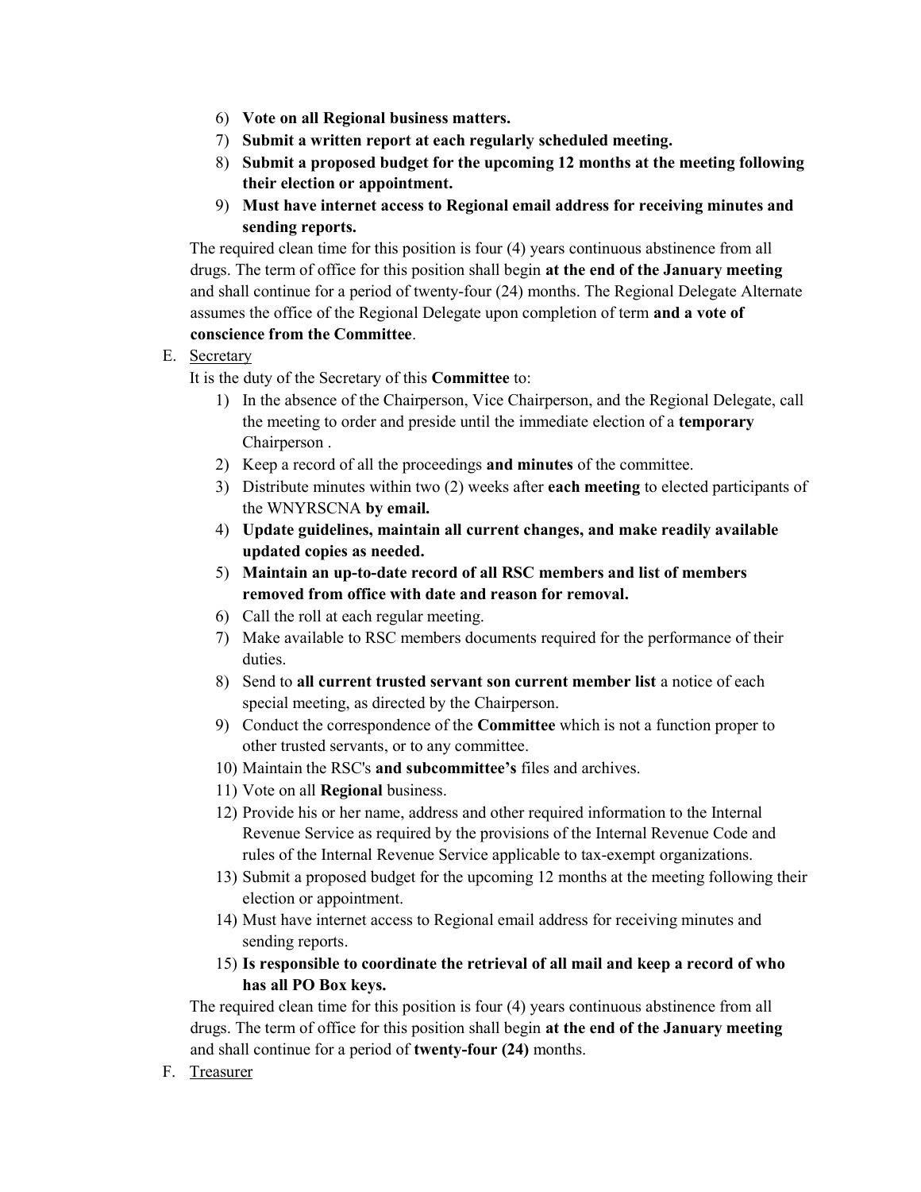6) **Vote on all Regional business matters.**
7) **Submit a written report at each regularly scheduled meeting.**
8) **Submit a proposed budget for the upcoming 12 months at the meeting following their election or appointment.**
9) **Must have internet access to Regional email address for receiving minutes and sending reports.**

The required clean time for this position is four (4) years continuous abstinence from all drugs. The term of office for this position shall begin **at the end of the January meeting** and shall continue for a period of twenty-four (24) months. The Regional Delegate Alternate assumes the office of the Regional Delegate upon completion of term **and a vote of conscience from the Committee**.

E. Secretary

It is the duty of the Secretary of this **Committee** to:

1) In the absence of the Chairperson, Vice Chairperson, and the Regional Delegate, call the meeting to order and preside until the immediate election of a **temporary** Chairperson .
2) Keep a record of all the proceedings **and minutes** of the committee.
3) Distribute minutes within two (2) weeks after **each meeting** to elected participants of the WNYRSCNA **by email.**
4) **Update guidelines, maintain all current changes, and make readily available updated copies as needed.**
5) **Maintain an up-to-date record of all RSC members and list of members removed from office with date and reason for removal.**
6) Call the roll at each regular meeting.
7) Make available to RSC members documents required for the performance of their duties.
8) Send to **all current trusted servant son current member list** a notice of each special meeting, as directed by the Chairperson.
9) Conduct the correspondence of the **Committee** which is not a function proper to other trusted servants, or to any committee.
10) Maintain the RSC's **and subcommittee's** files and archives.
11) Vote on all **Regional** business.
12) Provide his or her name, address and other required information to the Internal Revenue Service as required by the provisions of the Internal Revenue Code and rules of the Internal Revenue Service applicable to tax-exempt organizations.
13) Submit a proposed budget for the upcoming 12 months at the meeting following their election or appointment.
14) Must have internet access to Regional email address for receiving minutes and sending reports.
15) **Is responsible to coordinate the retrieval of all mail and keep a record of who has all PO Box keys.**

The required clean time for this position is four (4) years continuous abstinence from all drugs. The term of office for this position shall begin **at the end of the January meeting** and shall continue for a period of **twenty-four (24)** months.

F. Treasurer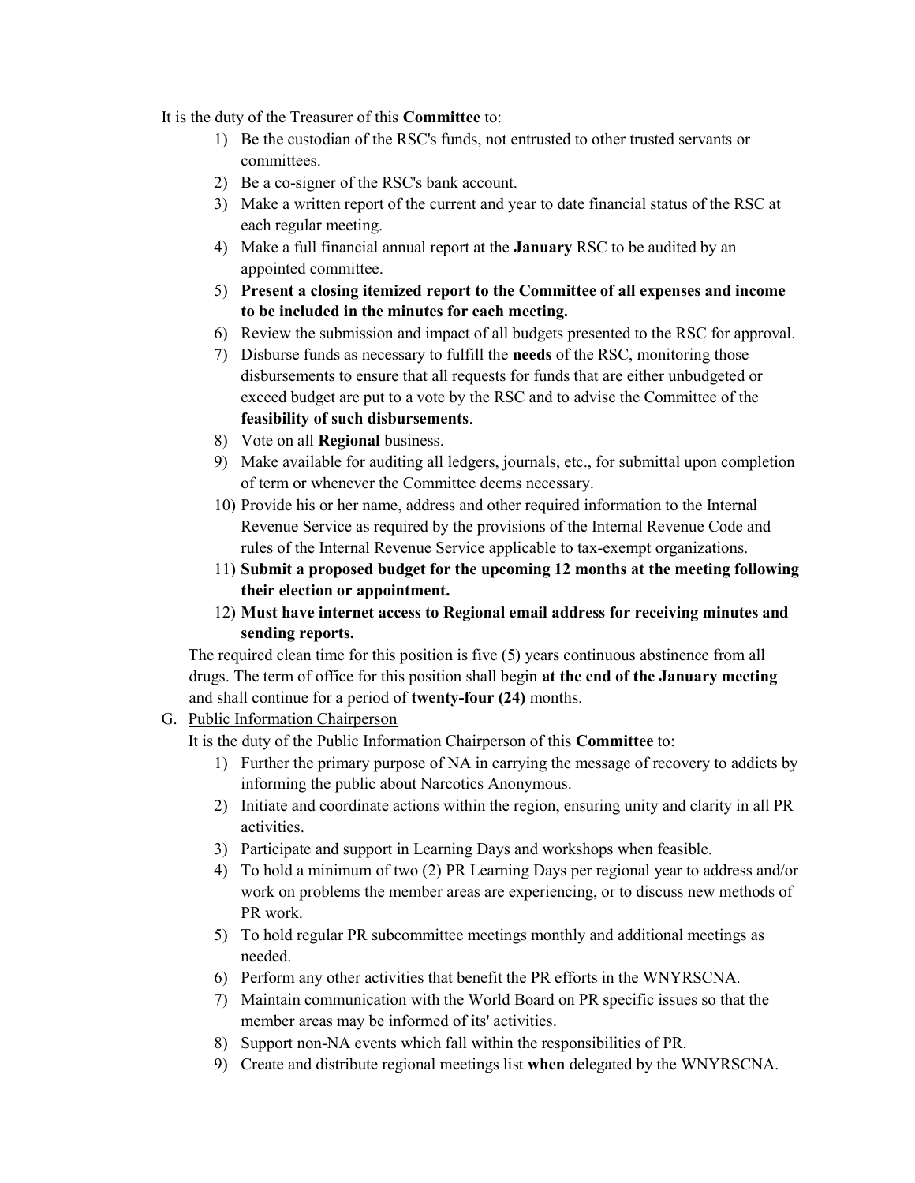It is the duty of the Treasurer of this **Committee** to:

1) Be the custodian of the RSC's funds, not entrusted to other trusted servants or committees.
2) Be a co-signer of the RSC's bank account.
3) Make a written report of the current and year to date financial status of the RSC at each regular meeting.
4) Make a full financial annual report at the **January** RSC to be audited by an appointed committee.
5) **Present a closing itemized report to the Committee of all expenses and income to be included in the minutes for each meeting.**
6) Review the submission and impact of all budgets presented to the RSC for approval.
7) Disburse funds as necessary to fulfill the **needs** of the RSC, monitoring those disbursements to ensure that all requests for funds that are either unbudgeted or exceed budget are put to a vote by the RSC and to advise the Committee of the **feasibility of such disbursements**.
8) Vote on all **Regional** business.
9) Make available for auditing all ledgers, journals, etc., for submittal upon completion of term or whenever the Committee deems necessary.
10) Provide his or her name, address and other required information to the Internal Revenue Service as required by the provisions of the Internal Revenue Code and rules of the Internal Revenue Service applicable to tax-exempt organizations.
11) **Submit a proposed budget for the upcoming 12 months at the meeting following their election or appointment.**
12) **Must have internet access to Regional email address for receiving minutes and sending reports.**

The required clean time for this position is five (5) years continuous abstinence from all drugs. The term of office for this position shall begin **at the end of the January meeting** and shall continue for a period of **twenty-four (24)** months.

G. Public Information Chairperson

It is the duty of the Public Information Chairperson of this **Committee** to:

1) Further the primary purpose of NA in carrying the message of recovery to addicts by informing the public about Narcotics Anonymous.
2) Initiate and coordinate actions within the region, ensuring unity and clarity in all PR activities.
3) Participate and support in Learning Days and workshops when feasible.
4) To hold a minimum of two (2) PR Learning Days per regional year to address and/or work on problems the member areas are experiencing, or to discuss new methods of PR work.
5) To hold regular PR subcommittee meetings monthly and additional meetings as needed.
6) Perform any other activities that benefit the PR efforts in the WNYRSCNA.
7) Maintain communication with the World Board on PR specific issues so that the member areas may be informed of its' activities.
8) Support non-NA events which fall within the responsibilities of PR.
9) Create and distribute regional meetings list **when** delegated by the WNYRSCNA.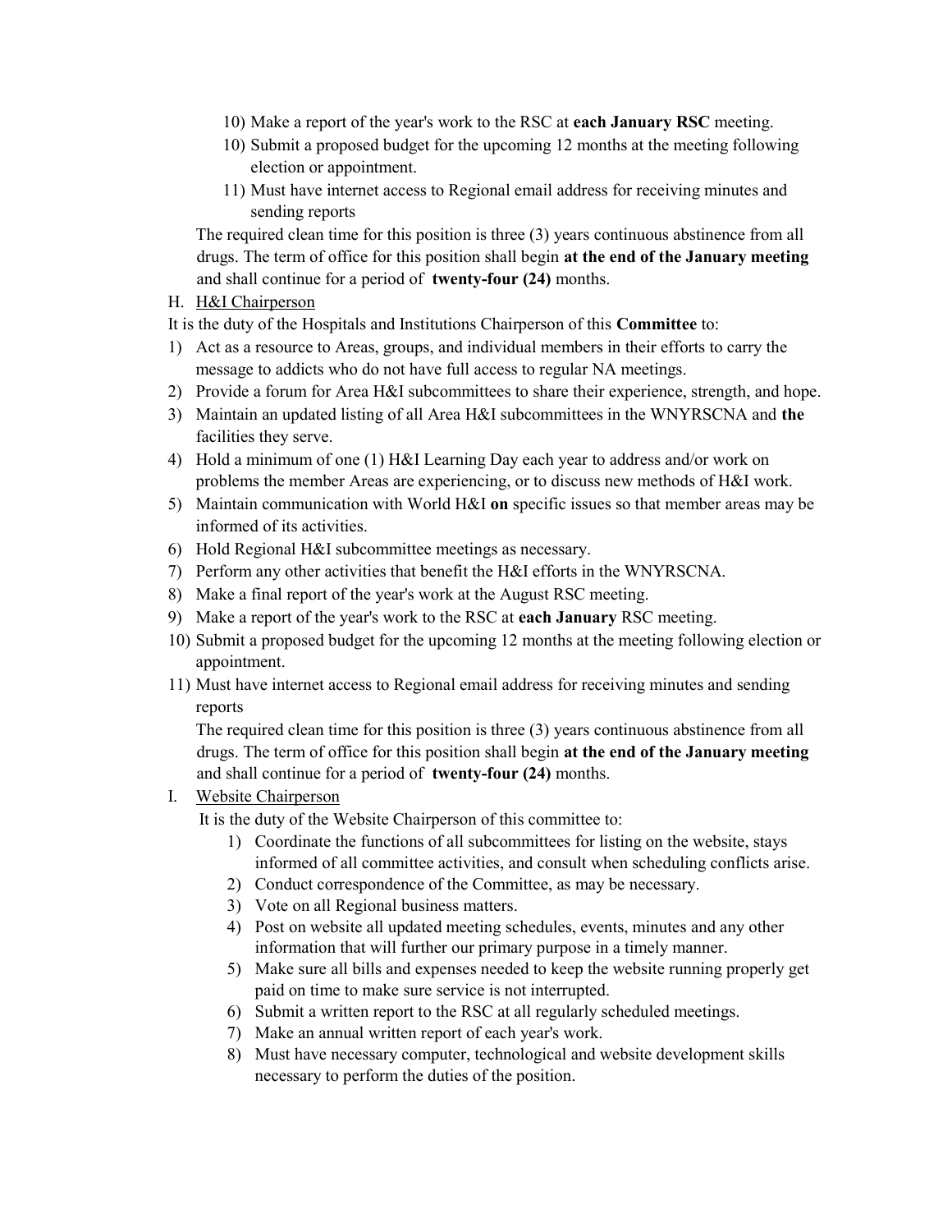10) Make a report of the year's work to the RSC at **each January RSC** meeting.
10) Submit a proposed budget for the upcoming 12 months at the meeting following election or appointment.
11) Must have internet access to Regional email address for receiving minutes and sending reports

The required clean time for this position is three (3) years continuous abstinence from all drugs. The term of office for this position shall begin **at the end of the January meeting** and shall continue for a period of **twenty-four (24)** months.

H. <u>H&I Chairperson</u>

It is the duty of the Hospitals and Institutions Chairperson of this **Committee** to:

1) Act as a resource to Areas, groups, and individual members in their efforts to carry the message to addicts who do not have full access to regular NA meetings.
2) Provide a forum for Area H&I subcommittees to share their experience, strength, and hope.
3) Maintain an updated listing of all Area H&I subcommittees in the WNYRSCNA and **the** facilities they serve.
4) Hold a minimum of one (1) H&I Learning Day each year to address and/or work on problems the member Areas are experiencing, or to discuss new methods of H&I work.
5) Maintain communication with World H&I **on** specific issues so that member areas may be informed of its activities.
6) Hold Regional H&I subcommittee meetings as necessary.
7) Perform any other activities that benefit the H&I efforts in the WNYRSCNA.
8) Make a final report of the year's work at the August RSC meeting.
9) Make a report of the year's work to the RSC at **each January** RSC meeting.
10) Submit a proposed budget for the upcoming 12 months at the meeting following election or appointment.
11) Must have internet access to Regional email address for receiving minutes and sending reports

The required clean time for this position is three (3) years continuous abstinence from all drugs. The term of office for this position shall begin **at the end of the January meeting** and shall continue for a period of **twenty-four (24)** months.

I. <u>Website Chairperson</u>

It is the duty of the Website Chairperson of this committee to:

1) Coordinate the functions of all subcommittees for listing on the website, stays informed of all committee activities, and consult when scheduling conflicts arise.
2) Conduct correspondence of the Committee, as may be necessary.
3) Vote on all Regional business matters.
4) Post on website all updated meeting schedules, events, minutes and any other information that will further our primary purpose in a timely manner.
5) Make sure all bills and expenses needed to keep the website running properly get paid on time to make sure service is not interrupted.
6) Submit a written report to the RSC at all regularly scheduled meetings.
7) Make an annual written report of each year's work.
8) Must have necessary computer, technological and website development skills necessary to perform the duties of the position.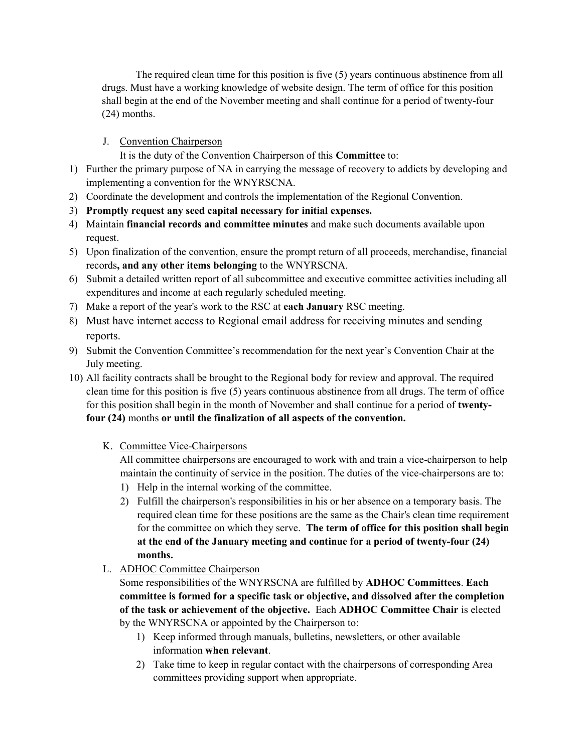The required clean time for this position is five (5) years continuous abstinence from all drugs. Must have a working knowledge of website design. The term of office for this position shall begin at the end of the November meeting and shall continue for a period of twenty-four (24) months.

J. Convention Chairperson

It is the duty of the Convention Chairperson of this **Committee** to:

1) Further the primary purpose of NA in carrying the message of recovery to addicts by developing and implementing a convention for the WNYRSCNA.
2) Coordinate the development and controls the implementation of the Regional Convention.
3) **Promptly request any seed capital necessary for initial expenses.**
4) Maintain **financial records and committee minutes** and make such documents available upon request.
5) Upon finalization of the convention, ensure the prompt return of all proceeds, merchandise, financial records**, and any other items belonging** to the WNYRSCNA.
6) Submit a detailed written report of all subcommittee and executive committee activities including all expenditures and income at each regularly scheduled meeting.
7) Make a report of the year's work to the RSC at **each January** RSC meeting.
8) Must have internet access to Regional email address for receiving minutes and sending reports.
9) Submit the Convention Committee's recommendation for the next year's Convention Chair at the July meeting.
10) All facility contracts shall be brought to the Regional body for review and approval. The required clean time for this position is five (5) years continuous abstinence from all drugs. The term of office for this position shall begin in the month of November and shall continue for a period of **twenty-four (24)** months **or until the finalization of all aspects of the convention.**

K. Committee Vice-Chairpersons

All committee chairpersons are encouraged to work with and train a vice-chairperson to help maintain the continuity of service in the position. The duties of the vice-chairpersons are to:

1) Help in the internal working of the committee.
2) Fulfill the chairperson's responsibilities in his or her absence on a temporary basis. The required clean time for these positions are the same as the Chair's clean time requirement for the committee on which they serve. **The term of office for this position shall begin at the end of the January meeting and continue for a period of twenty-four (24) months.**

L. ADHOC Committee Chairperson

Some responsibilities of the WNYRSCNA are fulfilled by **ADHOC Committees**. **Each committee is formed for a specific task or objective, and dissolved after the completion of the task or achievement of the objective.** Each **ADHOC Committee Chair** is elected by the WNYRSCNA or appointed by the Chairperson to:

1) Keep informed through manuals, bulletins, newsletters, or other available information **when relevant**.
2) Take time to keep in regular contact with the chairpersons of corresponding Area committees providing support when appropriate.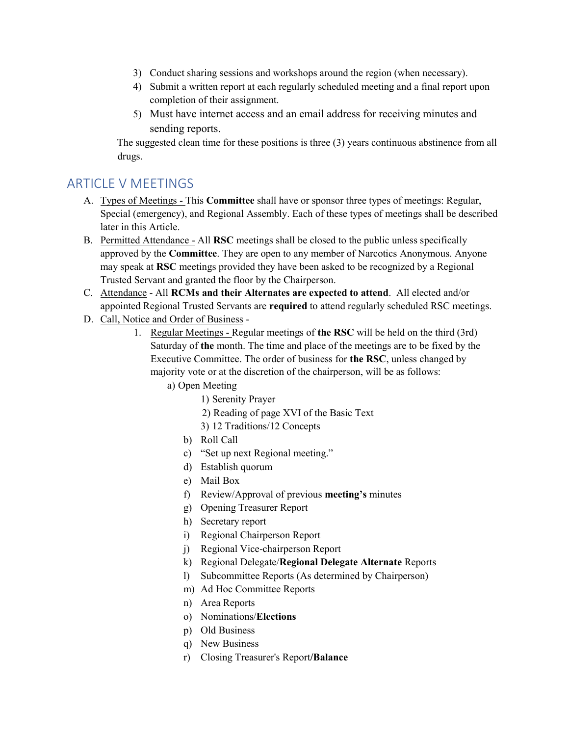3) Conduct sharing sessions and workshops around the region (when necessary).
4) Submit a written report at each regularly scheduled meeting and a final report upon completion of their assignment.
5) Must have internet access and an email address for receiving minutes and sending reports.

The suggested clean time for these positions is three (3) years continuous abstinence from all drugs.

## ARTICLE V MEETINGS

A. Types of Meetings - This **Committee** shall have or sponsor three types of meetings: Regular, Special (emergency), and Regional Assembly. Each of these types of meetings shall be described later in this Article.

B. Permitted Attendance - All **RSC** meetings shall be closed to the public unless specifically approved by the **Committee**. They are open to any member of Narcotics Anonymous. Anyone may speak at **RSC** meetings provided they have been asked to be recognized by a Regional Trusted Servant and granted the floor by the Chairperson.

C. Attendance - All **RCMs and their Alternates are expected to attend**. All elected and/or appointed Regional Trusted Servants are **required** to attend regularly scheduled RSC meetings.

D. Call, Notice and Order of Business -

1. Regular Meetings - Regular meetings of **the RSC** will be held on the third (3rd) Saturday of **the** month. The time and place of the meetings are to be fixed by the Executive Committee. The order of business for **the RSC**, unless changed by majority vote or at the discretion of the chairperson, will be as follows:

   a) Open Meeting
      1) Serenity Prayer
      2) Reading of page XVI of the Basic Text
      3) 12 Traditions/12 Concepts
   b) Roll Call
   c) "Set up next Regional meeting."
   d) Establish quorum
   e) Mail Box
   f) Review/Approval of previous **meeting's** minutes
   g) Opening Treasurer Report
   h) Secretary report
   i) Regional Chairperson Report
   j) Regional Vice-chairperson Report
   k) Regional Delegate/**Regional Delegate Alternate** Reports
   l) Subcommittee Reports (As determined by Chairperson)
   m) Ad Hoc Committee Reports
   n) Area Reports
   o) Nominations/**Elections**
   p) Old Business
   q) New Business
   r) Closing Treasurer's Report/**Balance**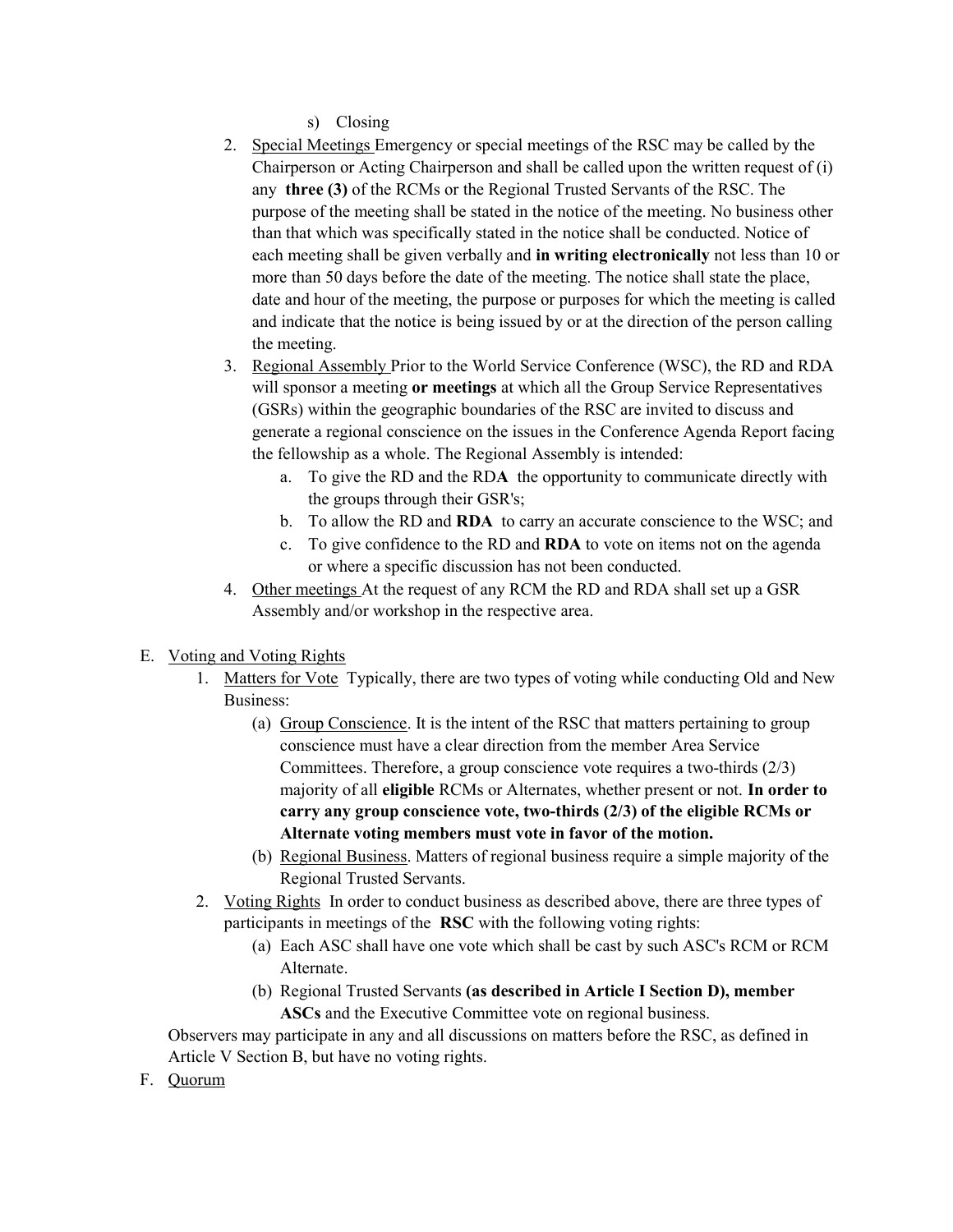s) Closing

2. <u>Special Meetings</u> Emergency or special meetings of the RSC may be called by the Chairperson or Acting Chairperson and shall be called upon the written request of (i) any **three (3)** of the RCMs or the Regional Trusted Servants of the RSC. The purpose of the meeting shall be stated in the notice of the meeting. No business other than that which was specifically stated in the notice shall be conducted. Notice of each meeting shall be given verbally and **in writing electronically** not less than 10 or more than 50 days before the date of the meeting. The notice shall state the place, date and hour of the meeting, the purpose or purposes for which the meeting is called and indicate that the notice is being issued by or at the direction of the person calling the meeting.
3. <u>Regional Assembly</u> Prior to the World Service Conference (WSC), the RD and RDA will sponsor a meeting **or meetings** at which all the Group Service Representatives (GSRs) within the geographic boundaries of the RSC are invited to discuss and generate a regional conscience on the issues in the Conference Agenda Report facing the fellowship as a whole. The Regional Assembly is intended:
   a. To give the RD and the RD**A** the opportunity to communicate directly with the groups through their GSR's;
   b. To allow the RD and **RDA** to carry an accurate conscience to the WSC; and
   c. To give confidence to the RD and **RDA** to vote on items not on the agenda or where a specific discussion has not been conducted.
4. <u>Other meetings</u> At the request of any RCM the RD and RDA shall set up a GSR Assembly and/or workshop in the respective area.

E. <u>Voting and Voting Rights</u>

1. <u>Matters for Vote</u> Typically, there are two types of voting while conducting Old and New Business:
   (a) <u>Group Conscience</u>. It is the intent of the RSC that matters pertaining to group conscience must have a clear direction from the member Area Service Committees. Therefore, a group conscience vote requires a two-thirds (2/3) majority of all **eligible** RCMs or Alternates, whether present or not. **In order to carry any group conscience vote, two-thirds (2/3) of the eligible RCMs or Alternate voting members must vote in favor of the motion.**
   (b) <u>Regional Business</u>. Matters of regional business require a simple majority of the Regional Trusted Servants.
2. <u>Voting Rights</u> In order to conduct business as described above, there are three types of participants in meetings of the **RSC** with the following voting rights:
   (a) Each ASC shall have one vote which shall be cast by such ASC's RCM or RCM Alternate.
   (b) Regional Trusted Servants **(as described in Article I Section D), member ASCs** and the Executive Committee vote on regional business.

Observers may participate in any and all discussions on matters before the RSC, as defined in Article V Section B, but have no voting rights.

F. <u>Quorum</u>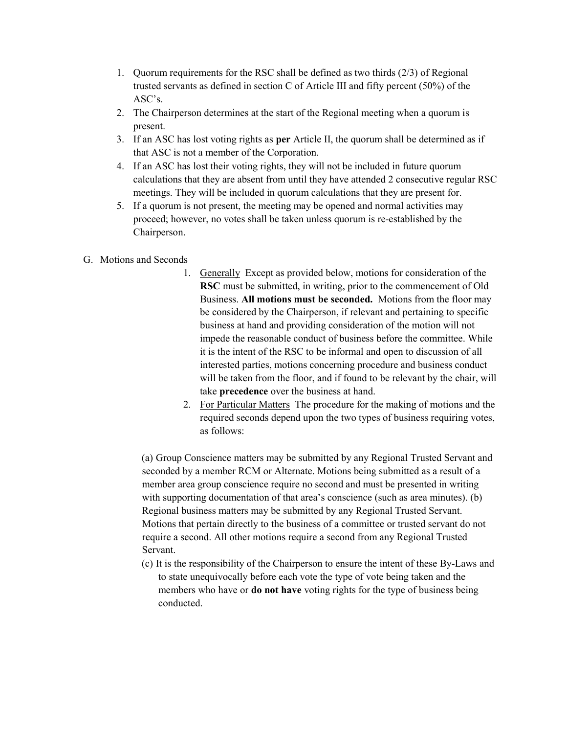1. Quorum requirements for the RSC shall be defined as two thirds (2/3) of Regional trusted servants as defined in section C of Article III and fifty percent (50%) of the ASC's.
2. The Chairperson determines at the start of the Regional meeting when a quorum is present.
3. If an ASC has lost voting rights as **per** Article II, the quorum shall be determined as if that ASC is not a member of the Corporation.
4. If an ASC has lost their voting rights, they will not be included in future quorum calculations that they are absent from until they have attended 2 consecutive regular RSC meetings. They will be included in quorum calculations that they are present for.
5. If a quorum is not present, the meeting may be opened and normal activities may proceed; however, no votes shall be taken unless quorum is re-established by the Chairperson.

G. Motions and Seconds

1. Generally Except as provided below, motions for consideration of the **RSC** must be submitted, in writing, prior to the commencement of Old Business. **All motions must be seconded.** Motions from the floor may be considered by the Chairperson, if relevant and pertaining to specific business at hand and providing consideration of the motion will not impede the reasonable conduct of business before the committee. While it is the intent of the RSC to be informal and open to discussion of all interested parties, motions concerning procedure and business conduct will be taken from the floor, and if found to be relevant by the chair, will take **precedence** over the business at hand.
2. For Particular Matters The procedure for the making of motions and the required seconds depend upon the two types of business requiring votes, as follows:

(a) Group Conscience matters may be submitted by any Regional Trusted Servant and seconded by a member RCM or Alternate. Motions being submitted as a result of a member area group conscience require no second and must be presented in writing with supporting documentation of that area's conscience (such as area minutes). (b) Regional business matters may be submitted by any Regional Trusted Servant. Motions that pertain directly to the business of a committee or trusted servant do not require a second. All other motions require a second from any Regional Trusted Servant.

(c) It is the responsibility of the Chairperson to ensure the intent of these By-Laws and to state unequivocally before each vote the type of vote being taken and the members who have or **do not have** voting rights for the type of business being conducted.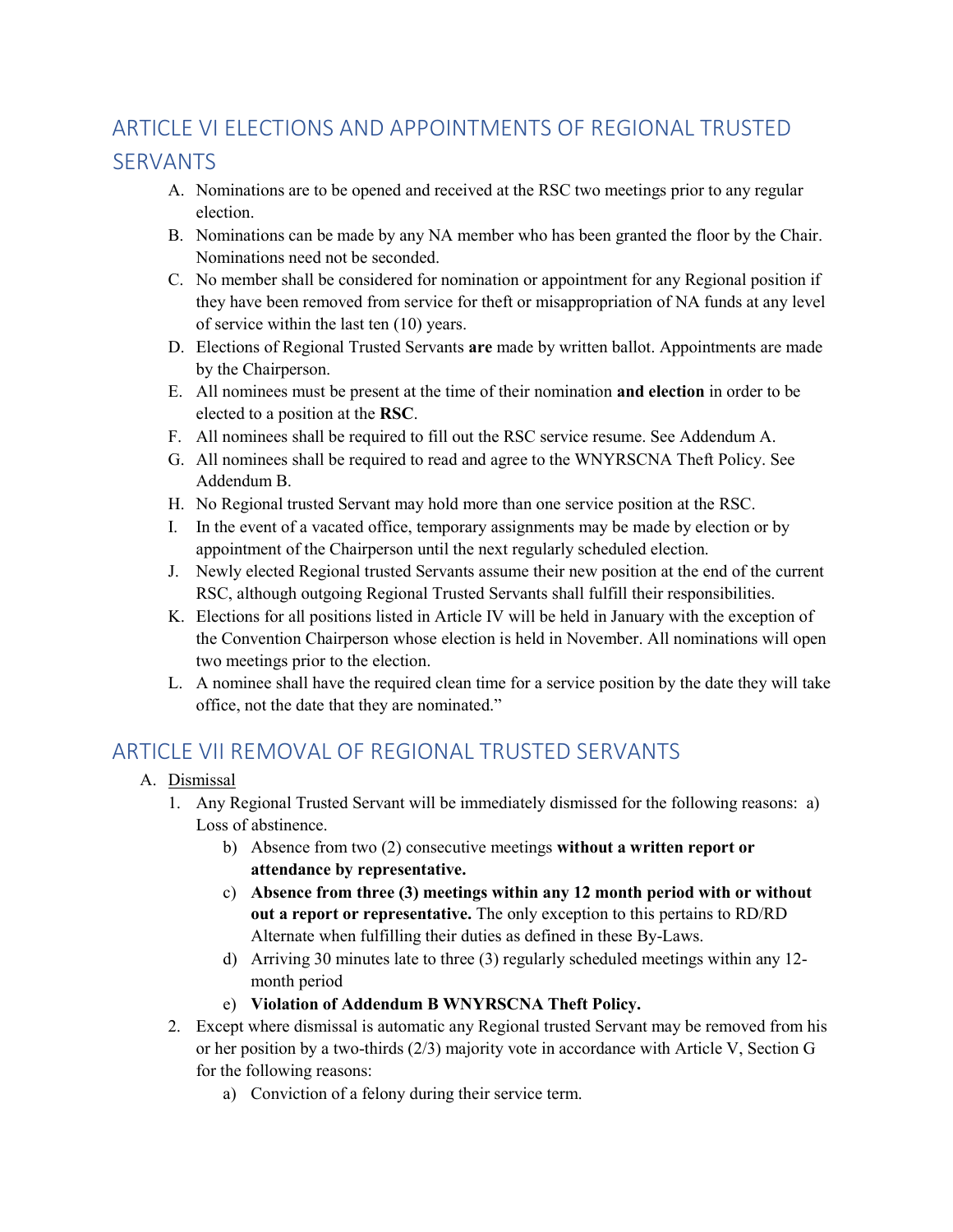## ARTICLE VI ELECTIONS AND APPOINTMENTS OF REGIONAL TRUSTED SERVANTS

A. Nominations are to be opened and received at the RSC two meetings prior to any regular election.
B. Nominations can be made by any NA member who has been granted the floor by the Chair. Nominations need not be seconded.
C. No member shall be considered for nomination or appointment for any Regional position if they have been removed from service for theft or misappropriation of NA funds at any level of service within the last ten (10) years.
D. Elections of Regional Trusted Servants **are** made by written ballot. Appointments are made by the Chairperson.
E. All nominees must be present at the time of their nomination **and election** in order to be elected to a position at the **RSC**.
F. All nominees shall be required to fill out the RSC service resume. See Addendum A.
G. All nominees shall be required to read and agree to the WNYRSCNA Theft Policy. See Addendum B.
H. No Regional trusted Servant may hold more than one service position at the RSC.
I. In the event of a vacated office, temporary assignments may be made by election or by appointment of the Chairperson until the next regularly scheduled election.
J. Newly elected Regional trusted Servants assume their new position at the end of the current RSC, although outgoing Regional Trusted Servants shall fulfill their responsibilities.
K. Elections for all positions listed in Article IV will be held in January with the exception of the Convention Chairperson whose election is held in November. All nominations will open two meetings prior to the election.
L. A nominee shall have the required clean time for a service position by the date they will take office, not the date that they are nominated."

## ARTICLE VII REMOVAL OF REGIONAL TRUSTED SERVANTS

A. Dismissal
   1. Any Regional Trusted Servant will be immediately dismissed for the following reasons: a) Loss of abstinence.
      b) Absence from two (2) consecutive meetings **without a written report or attendance by representative.**
      c) **Absence from three (3) meetings within any 12 month period with or without out a report or representative.** The only exception to this pertains to RD/RD Alternate when fulfilling their duties as defined in these By-Laws.
      d) Arriving 30 minutes late to three (3) regularly scheduled meetings within any 12-month period
      e) **Violation of Addendum B WNYRSCNA Theft Policy.**
   2. Except where dismissal is automatic any Regional trusted Servant may be removed from his or her position by a two-thirds (2/3) majority vote in accordance with Article V, Section G for the following reasons:
      a) Conviction of a felony during their service term.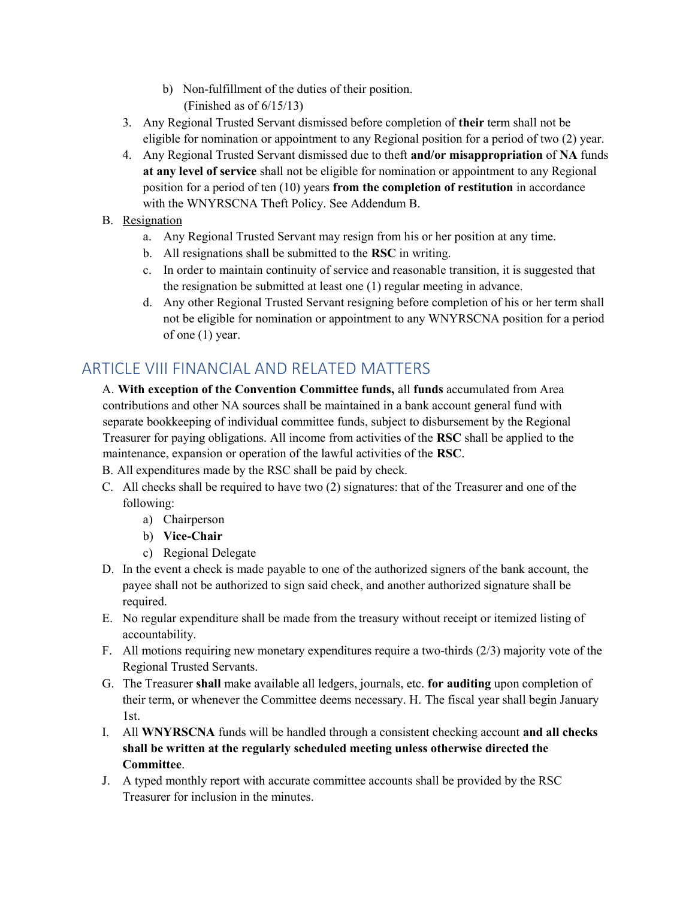b) Non-fulfillment of the duties of their position. (Finished as of 6/15/13)

3. Any Regional Trusted Servant dismissed before completion of **their** term shall not be eligible for nomination or appointment to any Regional position for a period of two (2) year.
4. Any Regional Trusted Servant dismissed due to theft **and/or misappropriation** of **NA** funds **at any level of service** shall not be eligible for nomination or appointment to any Regional position for a period of ten (10) years **from the completion of restitution** in accordance with the WNYRSCNA Theft Policy. See Addendum B.

B. Resignation

a. Any Regional Trusted Servant may resign from his or her position at any time.

b. All resignations shall be submitted to the **RSC** in writing.

c. In order to maintain continuity of service and reasonable transition, it is suggested that the resignation be submitted at least one (1) regular meeting in advance.

d. Any other Regional Trusted Servant resigning before completion of his or her term shall not be eligible for nomination or appointment to any WNYRSCNA position for a period of one (1) year.

## ARTICLE VIII FINANCIAL AND RELATED MATTERS

A. **With exception of the Convention Committee funds,** all **funds** accumulated from Area contributions and other NA sources shall be maintained in a bank account general fund with separate bookkeeping of individual committee funds, subject to disbursement by the Regional Treasurer for paying obligations. All income from activities of the **RSC** shall be applied to the maintenance, expansion or operation of the lawful activities of the **RSC**.

B. All expenditures made by the RSC shall be paid by check.

C. All checks shall be required to have two (2) signatures: that of the Treasurer and one of the following:

a) Chairperson

b) **Vice-Chair**

c) Regional Delegate

D. In the event a check is made payable to one of the authorized signers of the bank account, the payee shall not be authorized to sign said check, and another authorized signature shall be required.

E. No regular expenditure shall be made from the treasury without receipt or itemized listing of accountability.

F. All motions requiring new monetary expenditures require a two-thirds (2/3) majority vote of the Regional Trusted Servants.

G. The Treasurer **shall** make available all ledgers, journals, etc. **for auditing** upon completion of their term, or whenever the Committee deems necessary. H. The fiscal year shall begin January 1st.

I. All **WNYRSCNA** funds will be handled through a consistent checking account **and all checks shall be written at the regularly scheduled meeting unless otherwise directed the Committee**.

J. A typed monthly report with accurate committee accounts shall be provided by the RSC Treasurer for inclusion in the minutes.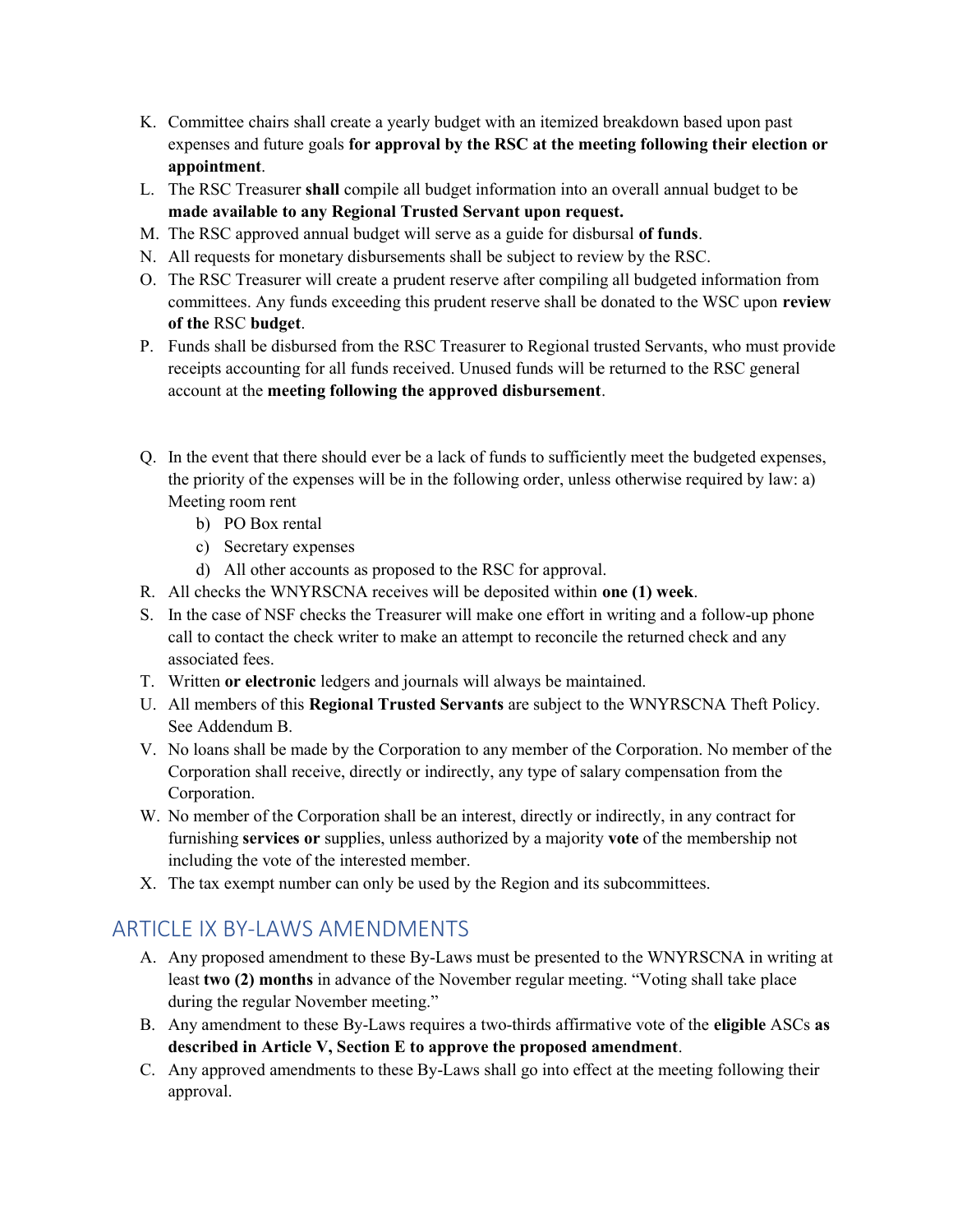K. Committee chairs shall create a yearly budget with an itemized breakdown based upon past expenses and future goals **for approval by the RSC at the meeting following their election or appointment**.
L. The RSC Treasurer **shall** compile all budget information into an overall annual budget to be **made available to any Regional Trusted Servant upon request.**
M. The RSC approved annual budget will serve as a guide for disbursal **of funds**.
N. All requests for monetary disbursements shall be subject to review by the RSC.
O. The RSC Treasurer will create a prudent reserve after compiling all budgeted information from committees. Any funds exceeding this prudent reserve shall be donated to the WSC upon **review of the** RSC **budget**.
P. Funds shall be disbursed from the RSC Treasurer to Regional trusted Servants, who must provide receipts accounting for all funds received. Unused funds will be returned to the RSC general account at the **meeting following the approved disbursement**.

Q. In the event that there should ever be a lack of funds to sufficiently meet the budgeted expenses, the priority of the expenses will be in the following order, unless otherwise required by law: a) Meeting room rent
    b) PO Box rental
    c) Secretary expenses
    d) All other accounts as proposed to the RSC for approval.
R. All checks the WNYRSCNA receives will be deposited within **one (1) week**.
S. In the case of NSF checks the Treasurer will make one effort in writing and a follow-up phone call to contact the check writer to make an attempt to reconcile the returned check and any associated fees.
T. Written **or electronic** ledgers and journals will always be maintained.
U. All members of this **Regional Trusted Servants** are subject to the WNYRSCNA Theft Policy. See Addendum B.
V. No loans shall be made by the Corporation to any member of the Corporation. No member of the Corporation shall receive, directly or indirectly, any type of salary compensation from the Corporation.
W. No member of the Corporation shall be an interest, directly or indirectly, in any contract for furnishing **services or** supplies, unless authorized by a majority **vote** of the membership not including the vote of the interested member.
X. The tax exempt number can only be used by the Region and its subcommittees.

## ARTICLE IX BY-LAWS AMENDMENTS

A. Any proposed amendment to these By-Laws must be presented to the WNYRSCNA in writing at least **two (2) months** in advance of the November regular meeting. "Voting shall take place during the regular November meeting."
B. Any amendment to these By-Laws requires a two-thirds affirmative vote of the **eligible** ASCs **as described in Article V, Section E to approve the proposed amendment**.
C. Any approved amendments to these By-Laws shall go into effect at the meeting following their approval.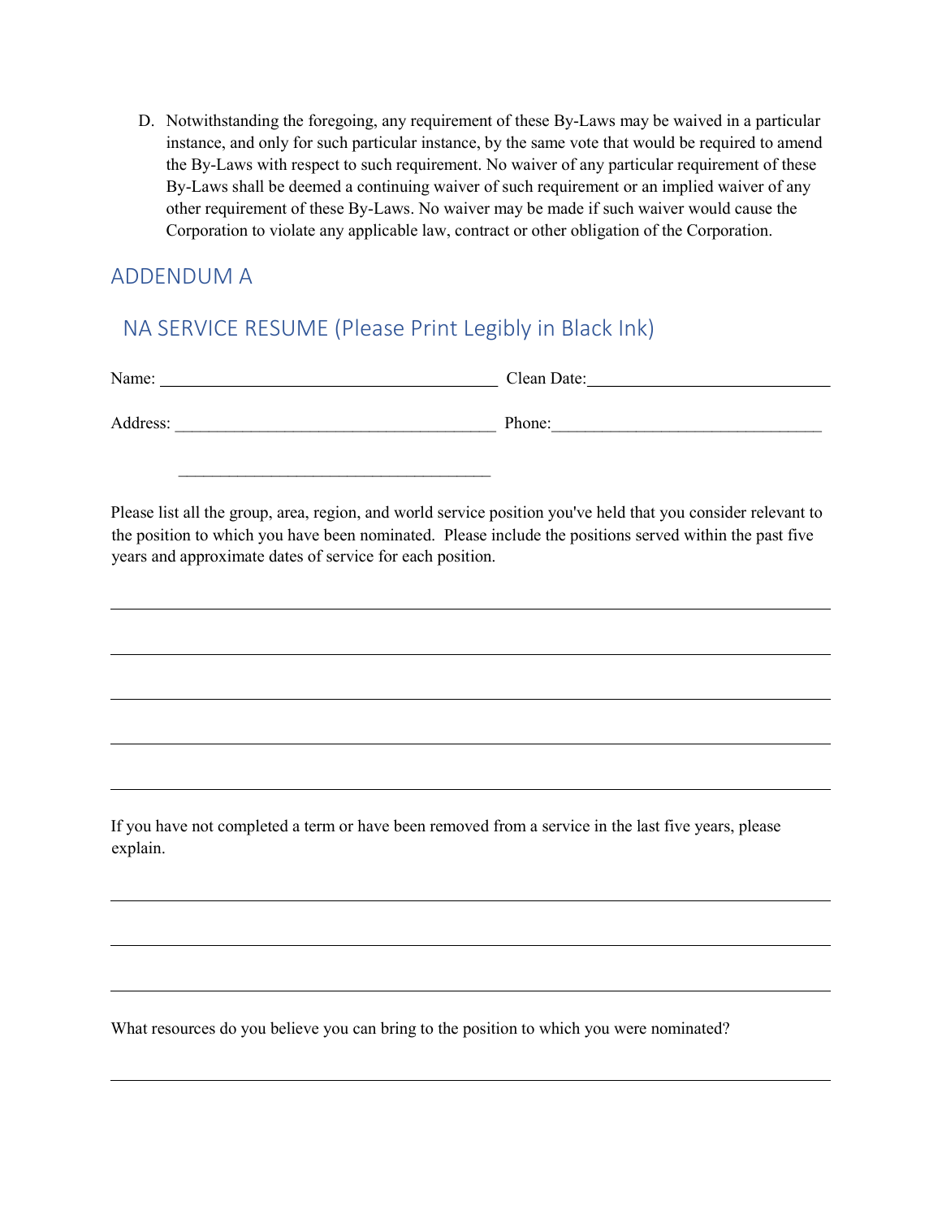D. Notwithstanding the foregoing, any requirement of these By-Laws may be waived in a particular instance, and only for such particular instance, by the same vote that would be required to amend the By-Laws with respect to such requirement. No waiver of any particular requirement of these By-Laws shall be deemed a continuing waiver of such requirement or an implied waiver of any other requirement of these By-Laws. No waiver may be made if such waiver would cause the Corporation to violate any applicable law, contract or other obligation of the Corporation.

## ADDENDUM A

### NA SERVICE RESUME (Please Print Legibly in Black Ink)

Name: ________________________________________ Clean Date:______________________________

Address: ______________________________________ Phone:_________________________________

_____________________________________

Please list all the group, area, region, and world service position you've held that you consider relevant to the position to which you have been nominated. Please include the positions served within the past five years and approximate dates of service for each position.

_____________________________________________________________________________________

_____________________________________________________________________________________

_____________________________________________________________________________________

_____________________________________________________________________________________

_____________________________________________________________________________________

If you have not completed a term or have been removed from a service in the last five years, please explain.

_____________________________________________________________________________________

_____________________________________________________________________________________

_____________________________________________________________________________________

What resources do you believe you can bring to the position to which you were nominated?

_____________________________________________________________________________________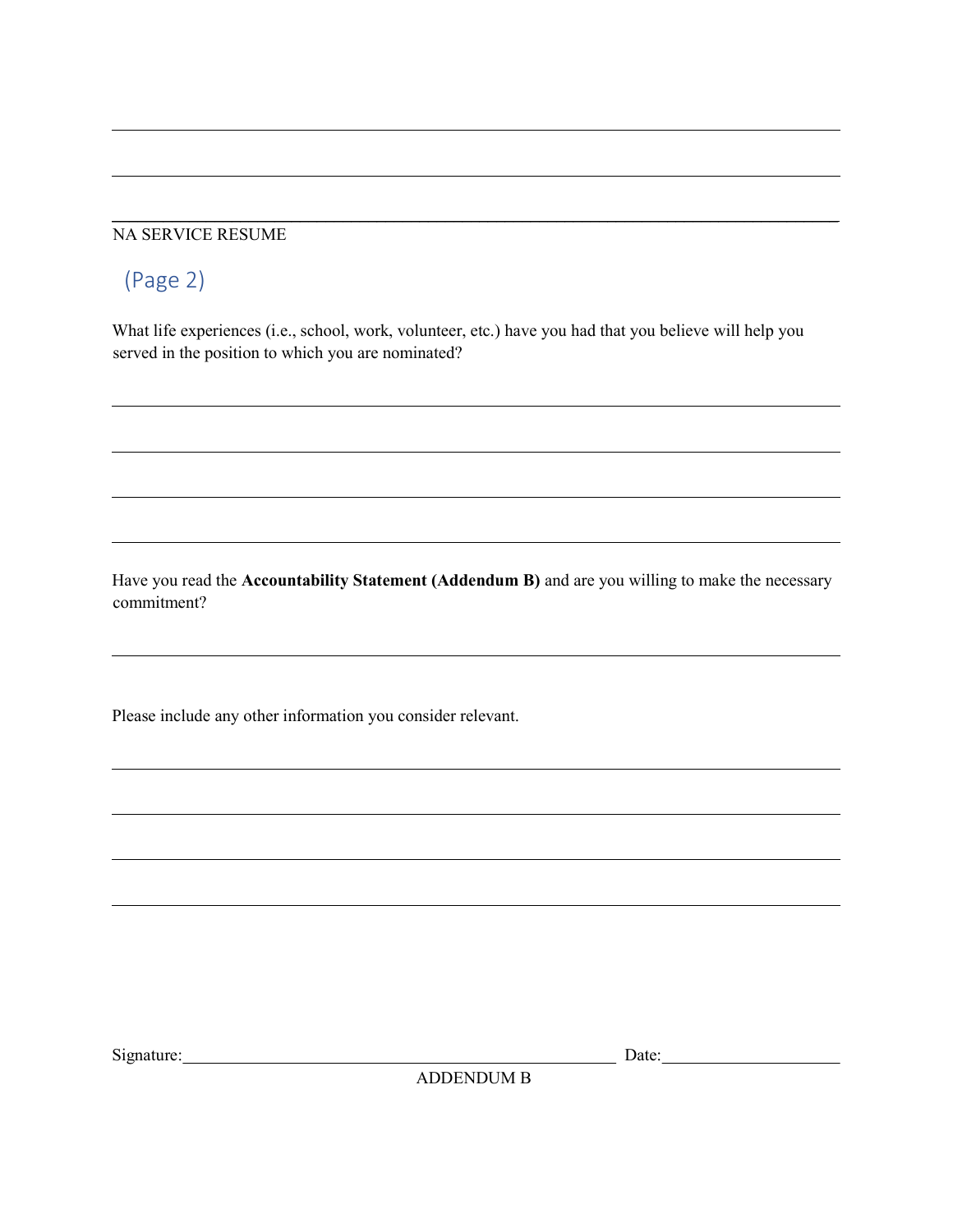NA SERVICE RESUME

(Page 2)

What life experiences (i.e., school, work, volunteer, etc.) have you had that you believe will help you served in the position to which you are nominated?

Have you read the **Accountability Statement (Addendum B)** and are you willing to make the necessary commitment?

Please include any other information you consider relevant.

Signature:\_\_\_\_\_\_\_\_\_\_\_\_\_\_\_\_\_\_\_\_\_\_\_\_\_\_\_\_\_\_\_\_\_\_\_\_\_\_\_\_ Date:\_\_\_\_\_\_\_\_\_\_\_\_\_\_\_\_\_\_\_\_

ADDENDUM B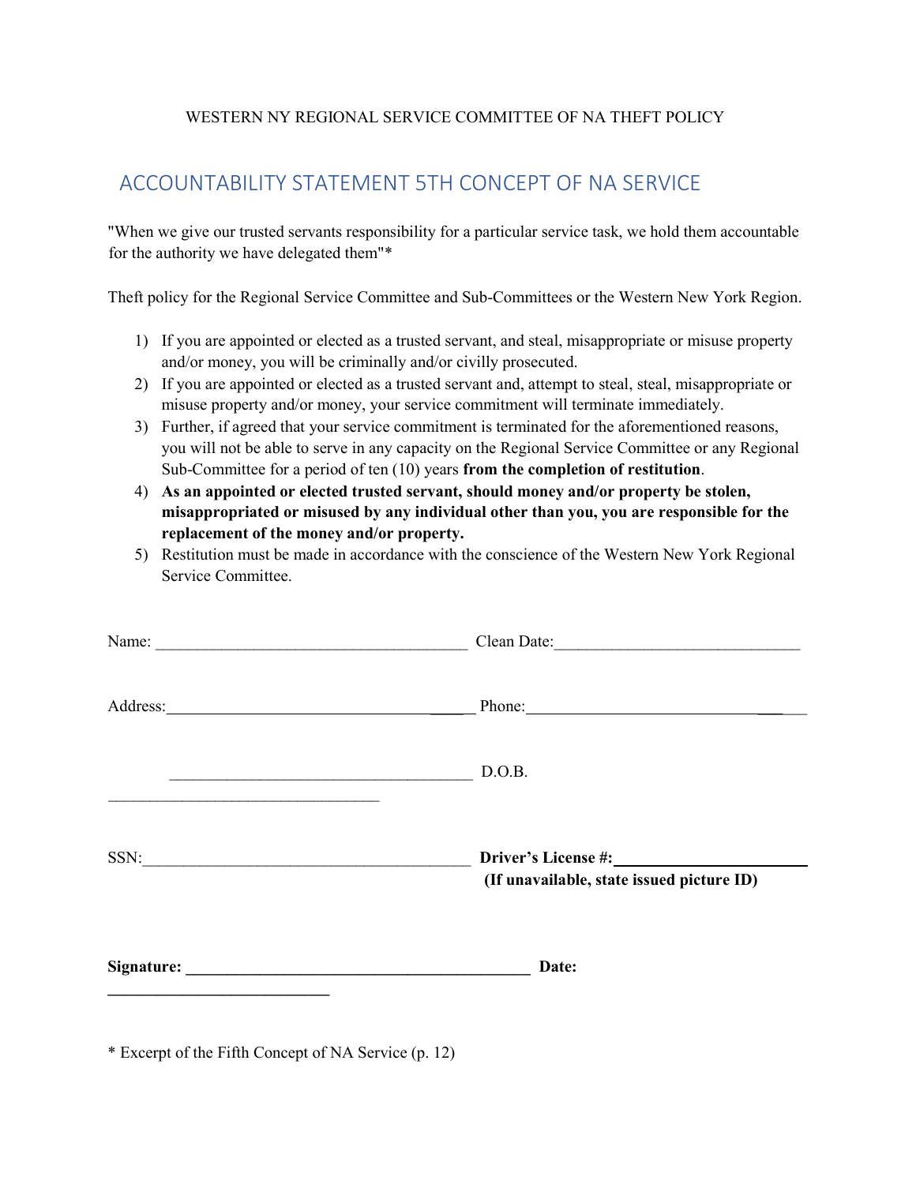WESTERN NY REGIONAL SERVICE COMMITTEE OF NA THEFT POLICY

## ACCOUNTABILITY STATEMENT 5TH CONCEPT OF NA SERVICE

"When we give our trusted servants responsibility for a particular service task, we hold them accountable for the authority we have delegated them"*

Theft policy for the Regional Service Committee and Sub-Committees or the Western New York Region.

1) If you are appointed or elected as a trusted servant, and steal, misappropriate or misuse property and/or money, you will be criminally and/or civilly prosecuted.
2) If you are appointed or elected as a trusted servant and, attempt to steal, steal, misappropriate or misuse property and/or money, your service commitment will terminate immediately.
3) Further, if agreed that your service commitment is terminated for the aforementioned reasons, you will not be able to serve in any capacity on the Regional Service Committee or any Regional Sub-Committee for a period of ten (10) years **from the completion of restitution**.
4) **As an appointed or elected trusted servant, should money and/or property be stolen, misappropriated or misused by any individual other than you, you are responsible for the replacement of the money and/or property.**
5) Restitution must be made in accordance with the conscience of the Western New York Regional Service Committee.

Name: ______________________________________ Clean Date:______________________________

Address:____________________________________ Phone:__________________________________

____________________________________ D.O.B. ________________________________

SSN:________________________________________ **Driver's License #:________________________**
**(If unavailable, state issued picture ID)**

**Signature: __________________________________________ Date: ___________________________**

\* Excerpt of the Fifth Concept of NA Service (p. 12)